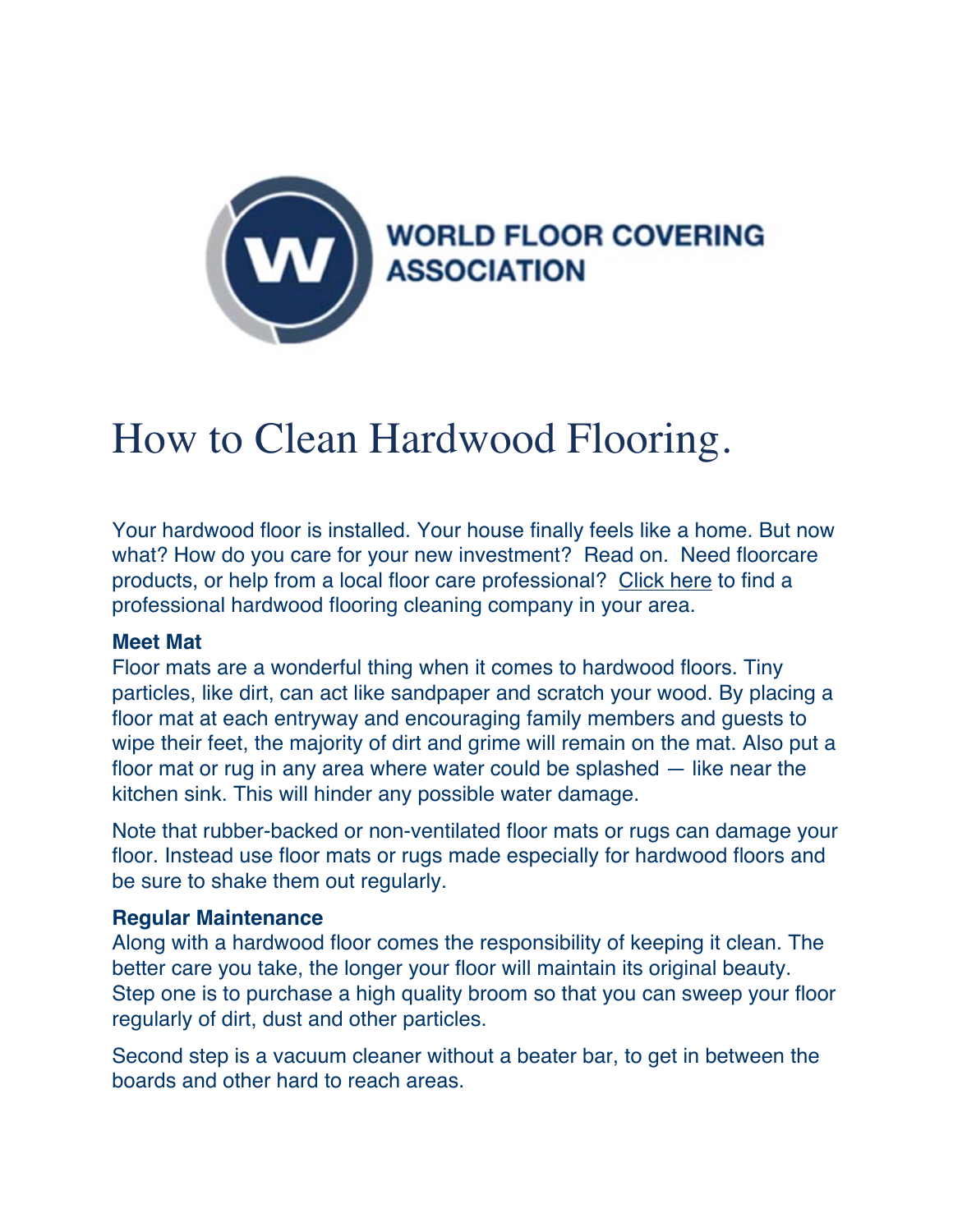WORLD FLOOR COVERING ASSOCIATION

# How to Clean Hardwood Flooring.

Your hardwood floor is installed. Your house finally feels like a home. But now what? How do you care for your new investment? Read on. Need floorcare products, or help from a local floor care professional? Click here to find a professional hardwood flooring cleaning company in your area.

**Meet Mat**

Floor mats are a wonderful thing when it comes to hardwood floors. Tiny particles, like dirt, can act like sandpaper and scratch your wood. By placing a floor mat at each entryway and encouraging family members and guests to wipe their feet, the majority of dirt and grime will remain on the mat. Also put a floor mat or rug in any area where water could be splashed — like near the kitchen sink. This will hinder any possible water damage.

Note that rubber-backed or non-ventilated floor mats or rugs can damage your floor. Instead use floor mats or rugs made especially for hardwood floors and be sure to shake them out regularly.

**Regular Maintenance**

Along with a hardwood floor comes the responsibility of keeping it clean. The better care you take, the longer your floor will maintain its original beauty. Step one is to purchase a high quality broom so that you can sweep your floor regularly of dirt, dust and other particles.

Second step is a vacuum cleaner without a beater bar, to get in between the boards and other hard to reach areas.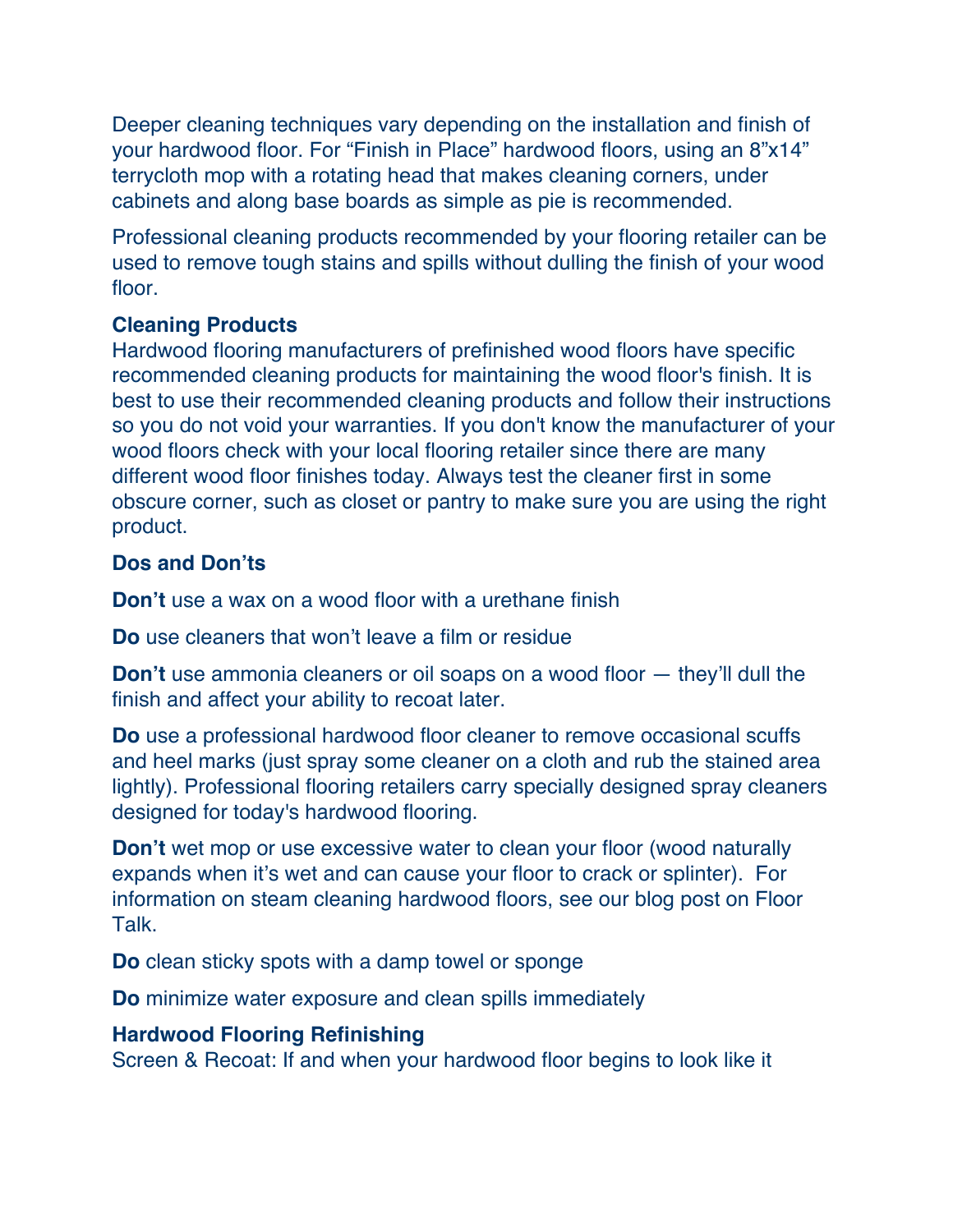Deeper cleaning techniques vary depending on the installation and finish of your hardwood floor. For "Finish in Place" hardwood floors, using an 8"x14" terrycloth mop with a rotating head that makes cleaning corners, under cabinets and along base boards as simple as pie is recommended.

Professional cleaning products recommended by your flooring retailer can be used to remove tough stains and spills without dulling the finish of your wood floor.

### Cleaning Products

Hardwood flooring manufacturers of prefinished wood floors have specific recommended cleaning products for maintaining the wood floor's finish. It is best to use their recommended cleaning products and follow their instructions so you do not void your warranties. If you don't know the manufacturer of your wood floors check with your local flooring retailer since there are many different wood floor finishes today. Always test the cleaner first in some obscure corner, such as closet or pantry to make sure you are using the right product.

### Dos and Don'ts

**Don't** use a wax on a wood floor with a urethane finish

**Do** use cleaners that won't leave a film or residue

**Don't** use ammonia cleaners or oil soaps on a wood floor — they'll dull the finish and affect your ability to recoat later.

**Do** use a professional hardwood floor cleaner to remove occasional scuffs and heel marks (just spray some cleaner on a cloth and rub the stained area lightly). Professional flooring retailers carry specially designed spray cleaners designed for today's hardwood flooring.

**Don't** wet mop or use excessive water to clean your floor (wood naturally expands when it's wet and can cause your floor to crack or splinter). For information on steam cleaning hardwood floors, see our blog post on Floor Talk.

**Do** clean sticky spots with a damp towel or sponge

**Do** minimize water exposure and clean spills immediately

### Hardwood Flooring Refinishing

Screen & Recoat: If and when your hardwood floor begins to look like it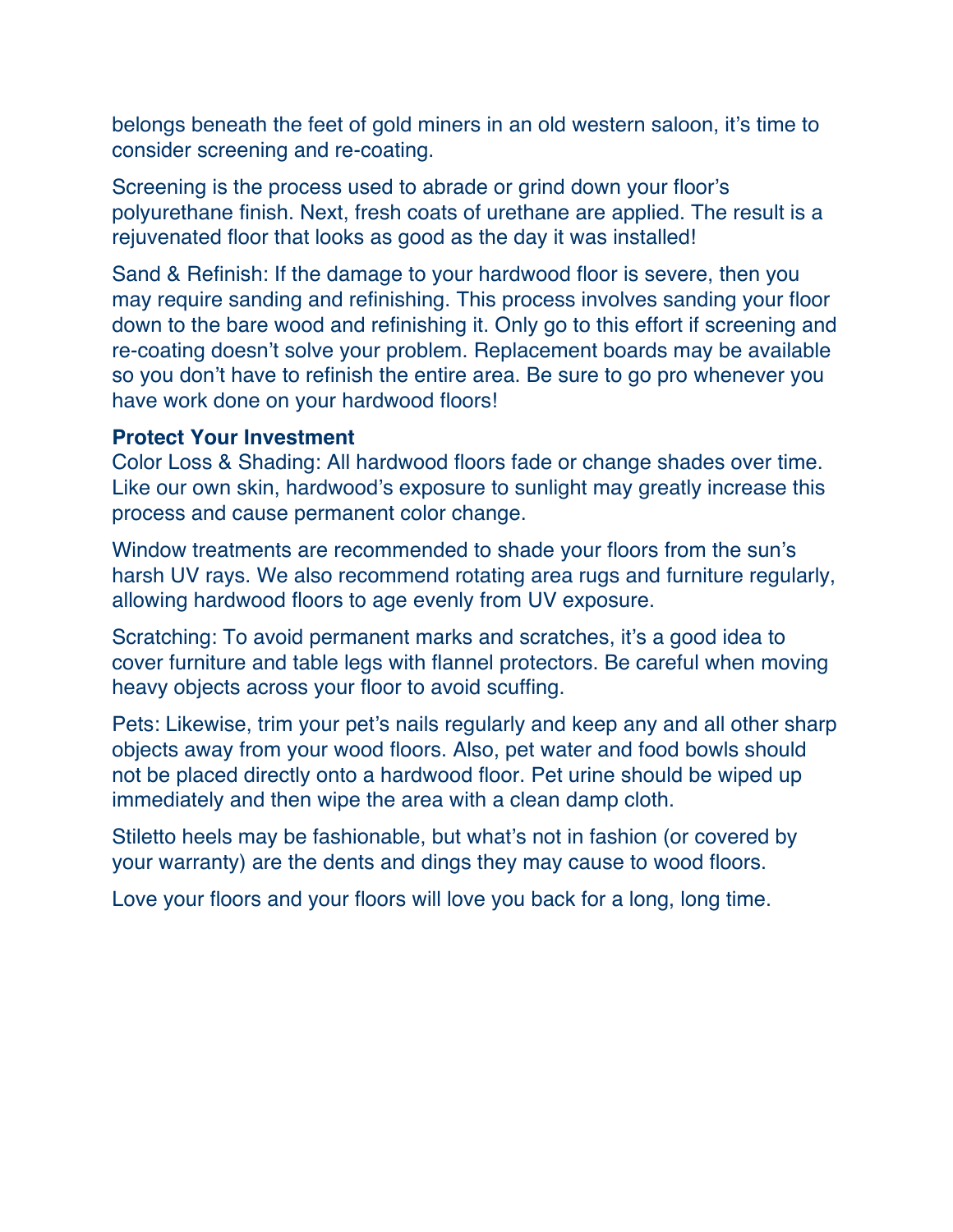belongs beneath the feet of gold miners in an old western saloon, it's time to consider screening and re-coating.

Screening is the process used to abrade or grind down your floor's polyurethane finish. Next, fresh coats of urethane are applied. The result is a rejuvenated floor that looks as good as the day it was installed!

Sand & Refinish: If the damage to your hardwood floor is severe, then you may require sanding and refinishing. This process involves sanding your floor down to the bare wood and refinishing it. Only go to this effort if screening and re-coating doesn't solve your problem. Replacement boards may be available so you don't have to refinish the entire area. Be sure to go pro whenever you have work done on your hardwood floors!

**Protect Your Investment**

Color Loss & Shading: All hardwood floors fade or change shades over time. Like our own skin, hardwood's exposure to sunlight may greatly increase this process and cause permanent color change.

Window treatments are recommended to shade your floors from the sun's harsh UV rays. We also recommend rotating area rugs and furniture regularly, allowing hardwood floors to age evenly from UV exposure.

Scratching: To avoid permanent marks and scratches, it's a good idea to cover furniture and table legs with flannel protectors. Be careful when moving heavy objects across your floor to avoid scuffing.

Pets: Likewise, trim your pet's nails regularly and keep any and all other sharp objects away from your wood floors. Also, pet water and food bowls should not be placed directly onto a hardwood floor. Pet urine should be wiped up immediately and then wipe the area with a clean damp cloth.

Stiletto heels may be fashionable, but what's not in fashion (or covered by your warranty) are the dents and dings they may cause to wood floors.

Love your floors and your floors will love you back for a long, long time.